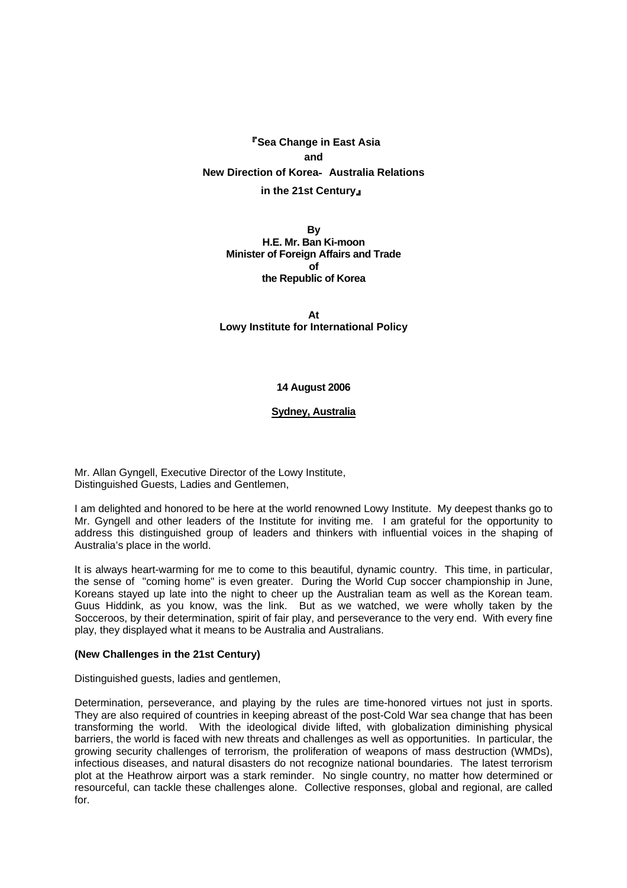# 『Sea Change in East Asia and New Direction of Korea- Australia Relations in the 21st Century』

**By**
**H.E. Mr. Ban Ki-moon**
**Minister of Foreign Affairs and Trade**
**of**
**the Republic of Korea**

**At**
**Lowy Institute for International Policy**

**14 August 2006**

**Sydney, Australia**

Mr. Allan Gyngell, Executive Director of the Lowy Institute,
Distinguished Guests, Ladies and Gentlemen,

I am delighted and honored to be here at the world renowned Lowy Institute. My deepest thanks go to Mr. Gyngell and other leaders of the Institute for inviting me. I am grateful for the opportunity to address this distinguished group of leaders and thinkers with influential voices in the shaping of Australia's place in the world.

It is always heart-warming for me to come to this beautiful, dynamic country. This time, in particular, the sense of "coming home" is even greater. During the World Cup soccer championship in June, Koreans stayed up late into the night to cheer up the Australian team as well as the Korean team. Guus Hiddink, as you know, was the link. But as we watched, we were wholly taken by the Socceroos, by their determination, spirit of fair play, and perseverance to the very end. With every fine play, they displayed what it means to be Australia and Australians.

**(New Challenges in the 21st Century)**

Distinguished guests, ladies and gentlemen,

Determination, perseverance, and playing by the rules are time-honored virtues not just in sports. They are also required of countries in keeping abreast of the post-Cold War sea change that has been transforming the world. With the ideological divide lifted, with globalization diminishing physical barriers, the world is faced with new threats and challenges as well as opportunities. In particular, the growing security challenges of terrorism, the proliferation of weapons of mass destruction (WMDs), infectious diseases, and natural disasters do not recognize national boundaries. The latest terrorism plot at the Heathrow airport was a stark reminder. No single country, no matter how determined or resourceful, can tackle these challenges alone. Collective responses, global and regional, are called for.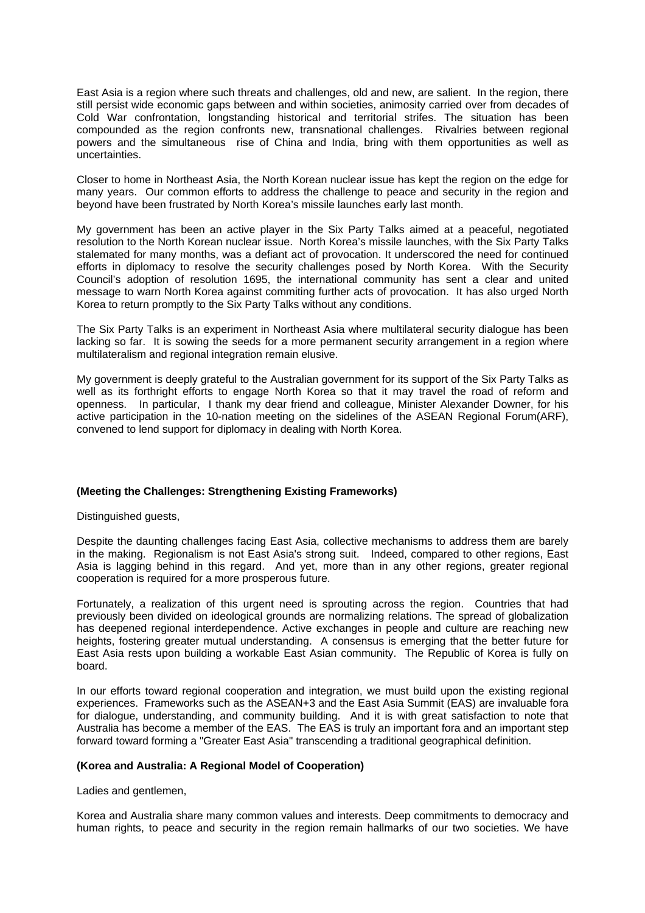East Asia is a region where such threats and challenges, old and new, are salient. In the region, there still persist wide economic gaps between and within societies, animosity carried over from decades of Cold War confrontation, longstanding historical and territorial strifes. The situation has been compounded as the region confronts new, transnational challenges. Rivalries between regional powers and the simultaneous rise of China and India, bring with them opportunities as well as uncertainties.

Closer to home in Northeast Asia, the North Korean nuclear issue has kept the region on the edge for many years. Our common efforts to address the challenge to peace and security in the region and beyond have been frustrated by North Korea's missile launches early last month.

My government has been an active player in the Six Party Talks aimed at a peaceful, negotiated resolution to the North Korean nuclear issue. North Korea's missile launches, with the Six Party Talks stalemated for many months, was a defiant act of provocation. It underscored the need for continued efforts in diplomacy to resolve the security challenges posed by North Korea. With the Security Council's adoption of resolution 1695, the international community has sent a clear and united message to warn North Korea against commiting further acts of provocation. It has also urged North Korea to return promptly to the Six Party Talks without any conditions.

The Six Party Talks is an experiment in Northeast Asia where multilateral security dialogue has been lacking so far. It is sowing the seeds for a more permanent security arrangement in a region where multilateralism and regional integration remain elusive.

My government is deeply grateful to the Australian government for its support of the Six Party Talks as well as its forthright efforts to engage North Korea so that it may travel the road of reform and openness. In particular, I thank my dear friend and colleague, Minister Alexander Downer, for his active participation in the 10-nation meeting on the sidelines of the ASEAN Regional Forum(ARF), convened to lend support for diplomacy in dealing with North Korea.

**(Meeting the Challenges: Strengthening Existing Frameworks)**

Distinguished guests,

Despite the daunting challenges facing East Asia, collective mechanisms to address them are barely in the making. Regionalism is not East Asia's strong suit. Indeed, compared to other regions, East Asia is lagging behind in this regard. And yet, more than in any other regions, greater regional cooperation is required for a more prosperous future.

Fortunately, a realization of this urgent need is sprouting across the region. Countries that had previously been divided on ideological grounds are normalizing relations. The spread of globalization has deepened regional interdependence. Active exchanges in people and culture are reaching new heights, fostering greater mutual understanding. A consensus is emerging that the better future for East Asia rests upon building a workable East Asian community. The Republic of Korea is fully on board.

In our efforts toward regional cooperation and integration, we must build upon the existing regional experiences. Frameworks such as the ASEAN+3 and the East Asia Summit (EAS) are invaluable fora for dialogue, understanding, and community building. And it is with great satisfaction to note that Australia has become a member of the EAS. The EAS is truly an important fora and an important step forward toward forming a "Greater East Asia" transcending a traditional geographical definition.

**(Korea and Australia: A Regional Model of Cooperation)**

Ladies and gentlemen,

Korea and Australia share many common values and interests. Deep commitments to democracy and human rights, to peace and security in the region remain hallmarks of our two societies. We have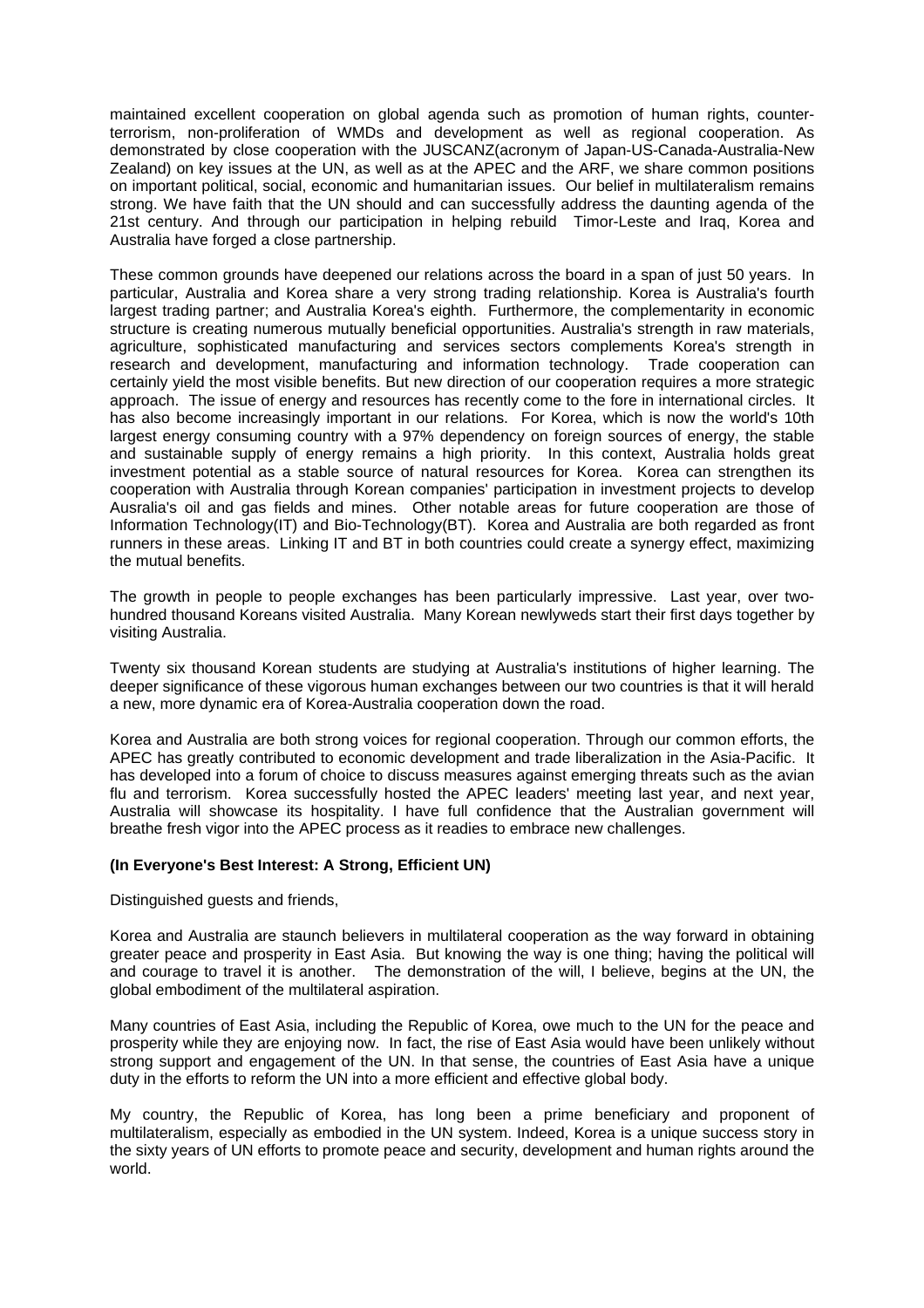maintained excellent cooperation on global agenda such as promotion of human rights, counter-terrorism, non-proliferation of WMDs and development as well as regional cooperation. As demonstrated by close cooperation with the JUSCANZ(acronym of Japan-US-Canada-Australia-New Zealand) on key issues at the UN, as well as at the APEC and the ARF, we share common positions on important political, social, economic and humanitarian issues. Our belief in multilateralism remains strong. We have faith that the UN should and can successfully address the daunting agenda of the 21st century. And through our participation in helping rebuild Timor-Leste and Iraq, Korea and Australia have forged a close partnership.

These common grounds have deepened our relations across the board in a span of just 50 years. In particular, Australia and Korea share a very strong trading relationship. Korea is Australia's fourth largest trading partner; and Australia Korea's eighth. Furthermore, the complementarity in economic structure is creating numerous mutually beneficial opportunities. Australia's strength in raw materials, agriculture, sophisticated manufacturing and services sectors complements Korea's strength in research and development, manufacturing and information technology. Trade cooperation can certainly yield the most visible benefits. But new direction of our cooperation requires a more strategic approach. The issue of energy and resources has recently come to the fore in international circles. It has also become increasingly important in our relations. For Korea, which is now the world's 10th largest energy consuming country with a 97% dependency on foreign sources of energy, the stable and sustainable supply of energy remains a high priority. In this context, Australia holds great investment potential as a stable source of natural resources for Korea. Korea can strengthen its cooperation with Australia through Korean companies' participation in investment projects to develop Ausralia's oil and gas fields and mines. Other notable areas for future cooperation are those of Information Technology(IT) and Bio-Technology(BT). Korea and Australia are both regarded as front runners in these areas. Linking IT and BT in both countries could create a synergy effect, maximizing the mutual benefits.

The growth in people to people exchanges has been particularly impressive. Last year, over two-hundred thousand Koreans visited Australia. Many Korean newlyweds start their first days together by visiting Australia.

Twenty six thousand Korean students are studying at Australia's institutions of higher learning. The deeper significance of these vigorous human exchanges between our two countries is that it will herald a new, more dynamic era of Korea-Australia cooperation down the road.

Korea and Australia are both strong voices for regional cooperation. Through our common efforts, the APEC has greatly contributed to economic development and trade liberalization in the Asia-Pacific. It has developed into a forum of choice to discuss measures against emerging threats such as the avian flu and terrorism. Korea successfully hosted the APEC leaders' meeting last year, and next year, Australia will showcase its hospitality. I have full confidence that the Australian government will breathe fresh vigor into the APEC process as it readies to embrace new challenges.

**(In Everyone's Best Interest: A Strong, Efficient UN)**

Distinguished guests and friends,

Korea and Australia are staunch believers in multilateral cooperation as the way forward in obtaining greater peace and prosperity in East Asia. But knowing the way is one thing; having the political will and courage to travel it is another. The demonstration of the will, I believe, begins at the UN, the global embodiment of the multilateral aspiration.

Many countries of East Asia, including the Republic of Korea, owe much to the UN for the peace and prosperity while they are enjoying now. In fact, the rise of East Asia would have been unlikely without strong support and engagement of the UN. In that sense, the countries of East Asia have a unique duty in the efforts to reform the UN into a more efficient and effective global body.

My country, the Republic of Korea, has long been a prime beneficiary and proponent of multilateralism, especially as embodied in the UN system. Indeed, Korea is a unique success story in the sixty years of UN efforts to promote peace and security, development and human rights around the world.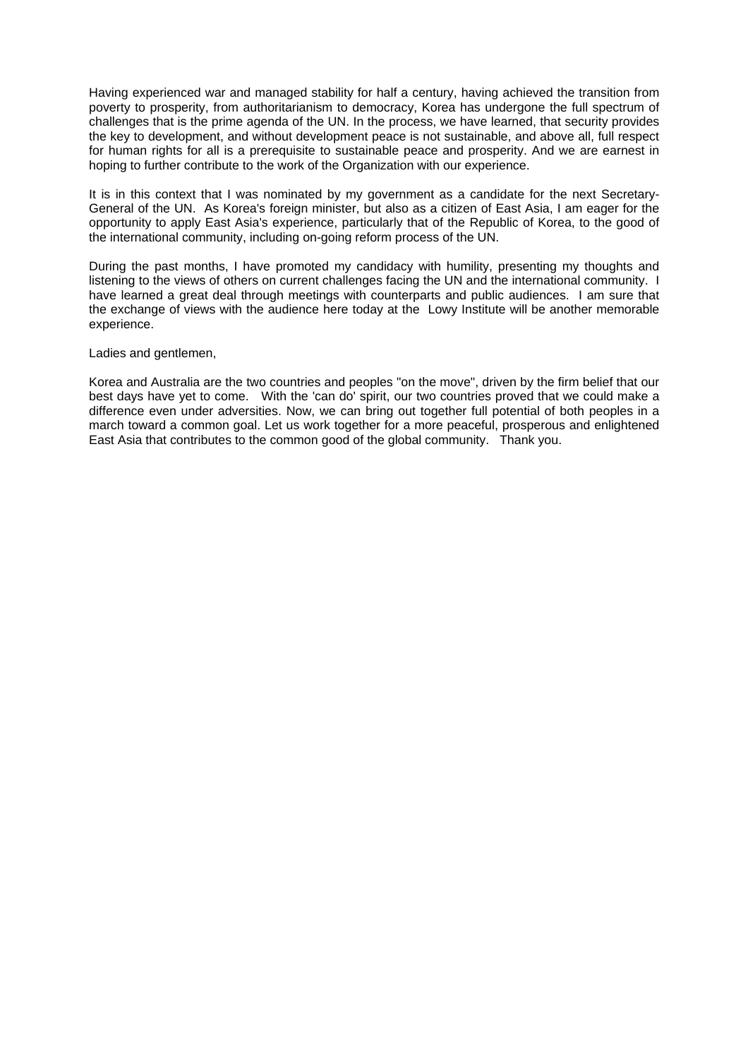Having experienced war and managed stability for half a century, having achieved the transition from poverty to prosperity, from authoritarianism to democracy, Korea has undergone the full spectrum of challenges that is the prime agenda of the UN. In the process, we have learned, that security provides the key to development, and without development peace is not sustainable, and above all, full respect for human rights for all is a prerequisite to sustainable peace and prosperity. And we are earnest in hoping to further contribute to the work of the Organization with our experience.

It is in this context that I was nominated by my government as a candidate for the next Secretary-General of the UN. As Korea's foreign minister, but also as a citizen of East Asia, I am eager for the opportunity to apply East Asia's experience, particularly that of the Republic of Korea, to the good of the international community, including on-going reform process of the UN.

During the past months, I have promoted my candidacy with humility, presenting my thoughts and listening to the views of others on current challenges facing the UN and the international community. I have learned a great deal through meetings with counterparts and public audiences. I am sure that the exchange of views with the audience here today at the Lowy Institute will be another memorable experience.

Ladies and gentlemen,

Korea and Australia are the two countries and peoples "on the move", driven by the firm belief that our best days have yet to come. With the 'can do' spirit, our two countries proved that we could make a difference even under adversities. Now, we can bring out together full potential of both peoples in a march toward a common goal. Let us work together for a more peaceful, prosperous and enlightened East Asia that contributes to the common good of the global community. Thank you.